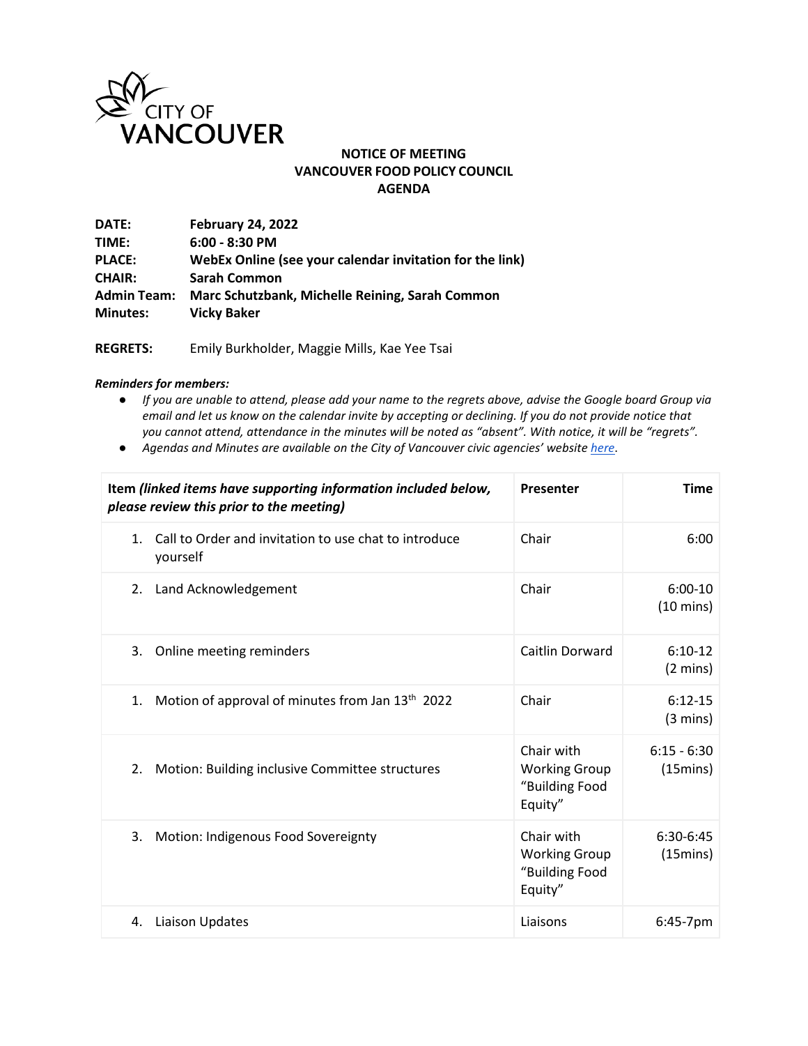CITY OF VANCOUVER

**NOTICE OF MEETING**
**VANCOUVER FOOD POLICY COUNCIL**
**AGENDA**

**DATE:** **February 24, 2022**
**TIME:** **6:00 - 8:30 PM**
**PLACE:** **WebEx Online (see your calendar invitation for the link)**
**CHAIR:** **Sarah Common**
**Admin Team:** **Marc Schutzbank, Michelle Reining, Sarah Common**
**Minutes:** **Vicky Baker**

**REGRETS:** Emily Burkholder, Maggie Mills, Kae Yee Tsai

***Reminders for members:***

- *If you are unable to attend, please add your name to the regrets above, advise the Google board Group via email and let us know on the calendar invite by accepting or declining. If you do not provide notice that you cannot attend, attendance in the minutes will be noted as "absent". With notice, it will be "regrets".*
- *Agendas and Minutes are available on the City of Vancouver civic agencies' website here.*

| **Item** ***(linked items have supporting information included below, please review this prior to the meeting)*** | **Presenter** | **Time** |
|---|---|---|
| 1. Call to Order and invitation to use chat to introduce yourself | Chair | 6:00 |
| 2. Land Acknowledgement | Chair | 6:00-10 (10 mins) |
| 3. Online meeting reminders | Caitlin Dorward | 6:10-12 (2 mins) |
| 1. Motion of approval of minutes from Jan 13th 2022 | Chair | 6:12-15 (3 mins) |
| 2. Motion: Building inclusive Committee structures | Chair with Working Group "Building Food Equity" | 6:15 - 6:30 (15mins) |
| 3. Motion: Indigenous Food Sovereignty | Chair with Working Group "Building Food Equity" | 6:30-6:45 (15mins) |
| 4. Liaison Updates | Liaisons | 6:45-7pm |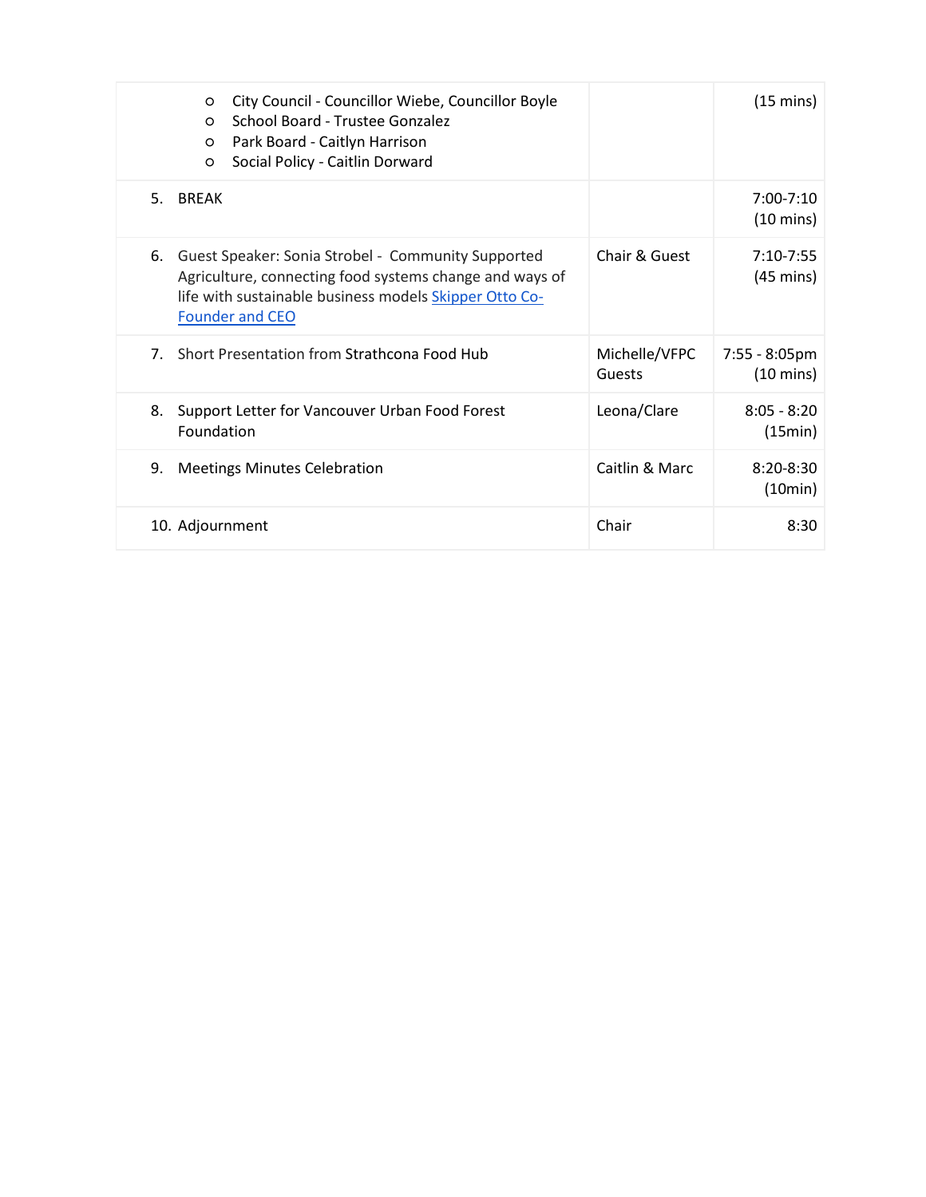| | | |
|---|---|---|
| <ul><li>City Council - Councillor Wiebe, Councillor Boyle</li><li>School Board - Trustee Gonzalez</li><li>Park Board - Caitlyn Harrison</li><li>Social Policy - Caitlin Dorward</li></ul> | | (15 mins) |
| 5. BREAK | | 7:00-7:10 (10 mins) |
| 6. Guest Speaker: Sonia Strobel - Community Supported Agriculture, connecting food systems change and ways of life with sustainable business models [Skipper Otto Co-Founder and CEO] | Chair & Guest | 7:10-7:55 (45 mins) |
| 7. Short Presentation from Strathcona Food Hub | Michelle/VFPC Guests | 7:55 - 8:05pm (10 mins) |
| 8. Support Letter for Vancouver Urban Food Forest Foundation | Leona/Clare | 8:05 - 8:20 (15min) |
| 9. Meetings Minutes Celebration | Caitlin & Marc | 8:20-8:30 (10min) |
| 10. Adjournment | Chair | 8:30 |